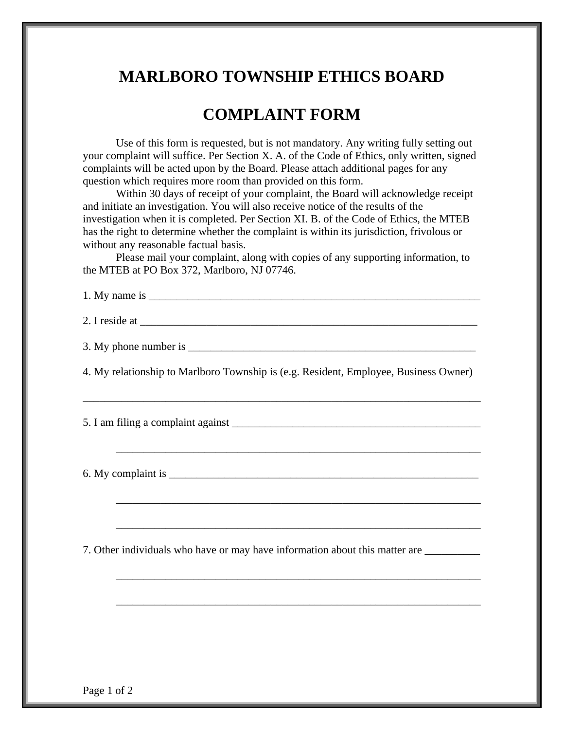# MARLBORO TOWNSHIP ETHICS BOARD

# COMPLAINT FORM

Use of this form is requested, but is not mandatory. Any writing fully setting out your complaint will suffice. Per Section X. A. of the Code of Ethics, only written, signed complaints will be acted upon by the Board. Please attach additional pages for any question which requires more room than provided on this form.

Within 30 days of receipt of your complaint, the Board will acknowledge receipt and initiate an investigation. You will also receive notice of the results of the investigation when it is completed. Per Section XI. B. of the Code of Ethics, the MTEB has the right to determine whether the complaint is within its jurisdiction, frivolous or without any reasonable factual basis.

Please mail your complaint, along with copies of any supporting information, to the MTEB at PO Box 372, Marlboro, NJ 07746.

1. My name is ______________________________________________________________

2. I reside at ______________________________________________________________

3. My phone number is ______________________________________________________

4. My relationship to Marlboro Township is (e.g. Resident, Employee, Business Owner)

__________________________________________________________________________

5. I am filing a complaint against ____________________________________________

__________________________________________________________________________

6. My complaint is _________________________________________________________

__________________________________________________________________________

__________________________________________________________________________

7. Other individuals who have or may have information about this matter are __________

__________________________________________________________________________

__________________________________________________________________________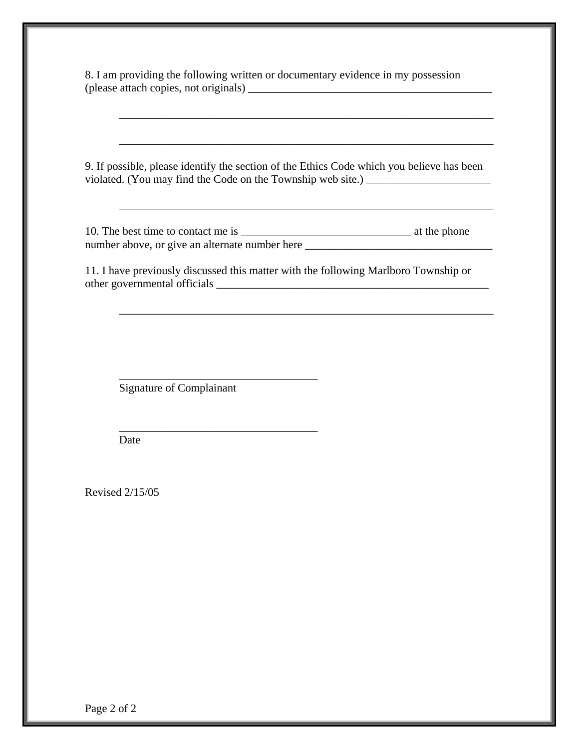8. I am providing the following written or documentary evidence in my possession (please attach copies, not originals) ____________________________________________

____________________________________________________________________

____________________________________________________________________

9. If possible, please identify the section of the Ethics Code which you believe has been violated. (You may find the Code on the Township web site.) ______________________

____________________________________________________________________

10. The best time to contact me is ______________________________ at the phone number above, or give an alternate number here _________________________________

11. I have previously discussed this matter with the following Marlboro Township or other governmental officials ___________________________________________________

____________________________________________________________________

___________________________________

Signature of Complainant

___________________________________

Date

Revised 2/15/05